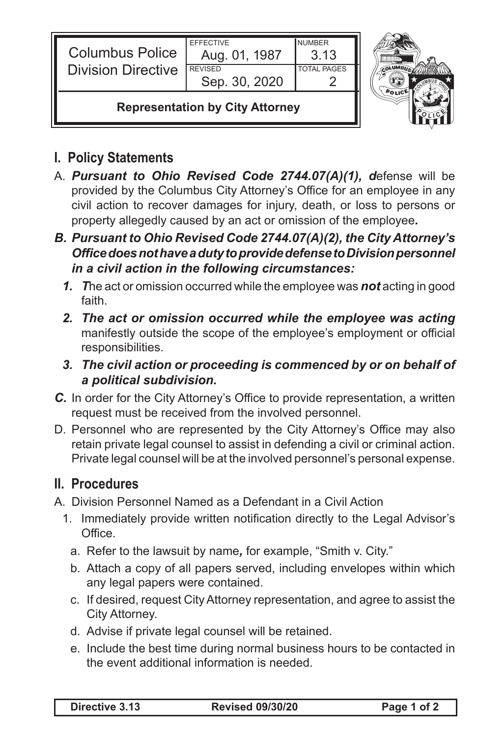| Columbus Police Division Directive | EFFECTIVE Aug. 01, 1987 | NUMBER 3.13 |
| --- | --- | --- |
| | REVISED Sep. 30, 2020 | TOTAL PAGES 2 |
| **Representation by City Attorney** | | |

## I. Policy Statements

A. ***Pursuant to Ohio Revised Code 2744.07(A)(1), d***efense will be provided by the Columbus City Attorney's Office for an employee in any civil action to recover damages for injury, death, or loss to persons or property allegedly caused by an act or omission of the employee***.***

***B. Pursuant to Ohio Revised Code 2744.07(A)(2), the City Attorney's Office does not have a duty to provide defense to Division personnel in a civil action in the following circumstances:***

   ***1. T***he act or omission occurred while the employee was ***not*** acting in good faith.

   ***2. The act or omission occurred while the employee was acting*** manifestly outside the scope of the employee's employment or official responsibilities.

   ***3. The civil action or proceeding is commenced by or on behalf of a political subdivision.***

***C.*** In order for the City Attorney's Office to provide representation, a written request must be received from the involved personnel.

D. Personnel who are represented by the City Attorney's Office may also retain private legal counsel to assist in defending a civil or criminal action. Private legal counsel will be at the involved personnel's personal expense.

## II. Procedures

A. Division Personnel Named as a Defendant in a Civil Action

   1. Immediately provide written notification directly to the Legal Advisor's Office.

      a. Refer to the lawsuit by name***,*** for example, "Smith v. City."

      b. Attach a copy of all papers served, including envelopes within which any legal papers were contained.

      c. If desired, request City Attorney representation, and agree to assist the City Attorney.

      d. Advise if private legal counsel will be retained.

      e. Include the best time during normal business hours to be contacted in the event additional information is needed.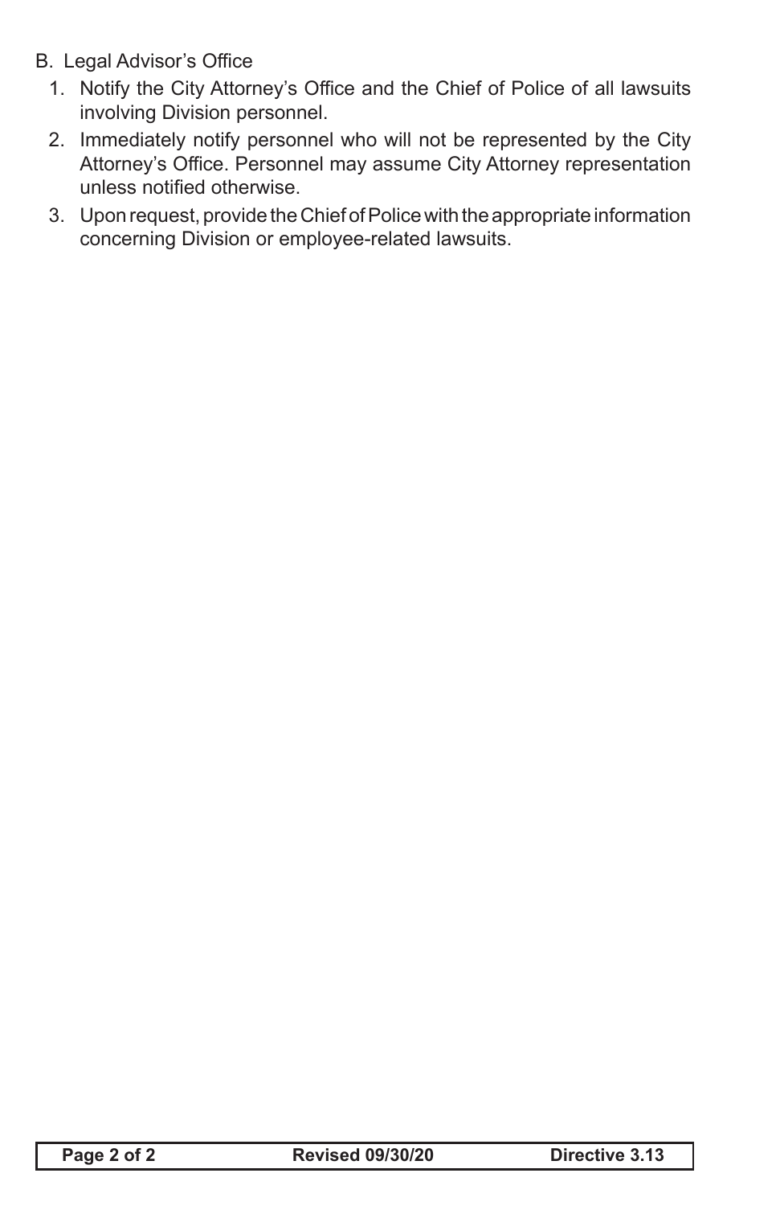B. Legal Advisor's Office

1. Notify the City Attorney's Office and the Chief of Police of all lawsuits involving Division personnel.
2. Immediately notify personnel who will not be represented by the City Attorney's Office. Personnel may assume City Attorney representation unless notified otherwise.
3. Upon request, provide the Chief of Police with the appropriate information concerning Division or employee-related lawsuits.